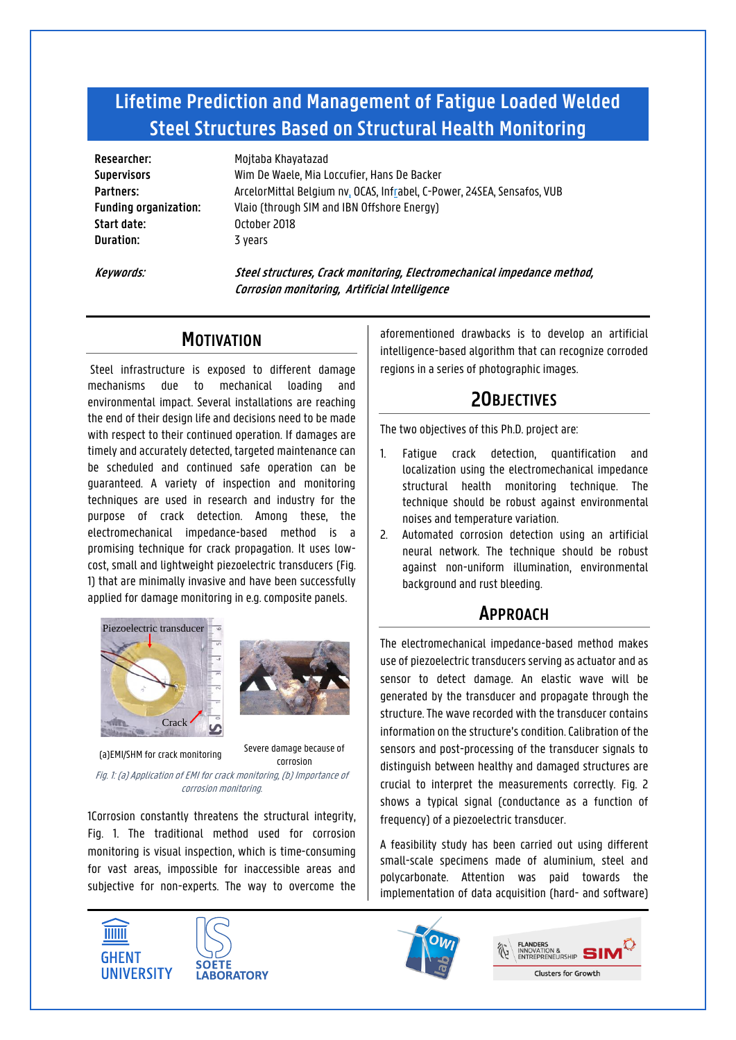# Lifetime Prediction and Management of Fatigue Loaded Welded Steel Structures Based on Structural Health Monitoring

**Researcher:** Mojtaba Khayatazad
**Supervisors** Wim De Waele, Mia Loccufier, Hans De Backer
**Partners:** ArcelorMittal Belgium nv, OCAS, Infrabel, C-Power, 24SEA, Sensafos, VUB
**Funding organization:** Vlaio (through SIM and IBN Offshore Energy)
**Start date:** October 2018
**Duration:** 3 years

***Keywords:*** ***Steel structures, Crack monitoring, Electromechanical impedance method, Corrosion monitoring, Artificial Intelligence***

## Motivation

Steel infrastructure is exposed to different damage mechanisms due to mechanical loading and environmental impact. Several installations are reaching the end of their design life and decisions need to be made with respect to their continued operation. If damages are timely and accurately detected, targeted maintenance can be scheduled and continued safe operation can be guaranteed. A variety of inspection and monitoring techniques are used in research and industry for the purpose of crack detection. Among these, the electromechanical impedance-based method is a promising technique for crack propagation. It uses low-cost, small and lightweight piezoelectric transducers (Fig. 1) that are minimally invasive and have been successfully applied for damage monitoring in e.g. composite panels.

Piezoelectric transducer

Crack

(a)EMI/SHM for crack monitoring

Severe damage because of corrosion

*Fig. 1: (a) Application of EMI for crack monitoring, (b) Importance of corrosion monitoring.*

1Corrosion constantly threatens the structural integrity, Fig. 1. The traditional method used for corrosion monitoring is visual inspection, which is time-consuming for vast areas, impossible for inaccessible areas and subjective for non-experts. The way to overcome the aforementioned drawbacks is to develop an artificial intelligence-based algorithm that can recognize corroded regions in a series of photographic images.

## 2Objectives

The two objectives of this Ph.D. project are:

1. Fatigue crack detection, quantification and localization using the electromechanical impedance structural health monitoring technique. The technique should be robust against environmental noises and temperature variation.
2. Automated corrosion detection using an artificial neural network. The technique should be robust against non-uniform illumination, environmental background and rust bleeding.

## Approach

The electromechanical impedance-based method makes use of piezoelectric transducers serving as actuator and as sensor to detect damage. An elastic wave will be generated by the transducer and propagate through the structure. The wave recorded with the transducer contains information on the structure's condition. Calibration of the sensors and post-processing of the transducer signals to distinguish between healthy and damaged structures are crucial to interpret the measurements correctly. Fig. 2 shows a typical signal (conductance as a function of frequency) of a piezoelectric transducer.

A feasibility study has been carried out using different small-scale specimens made of aluminium, steel and polycarbonate. Attention was paid towards the implementation of data acquisition (hard- and software)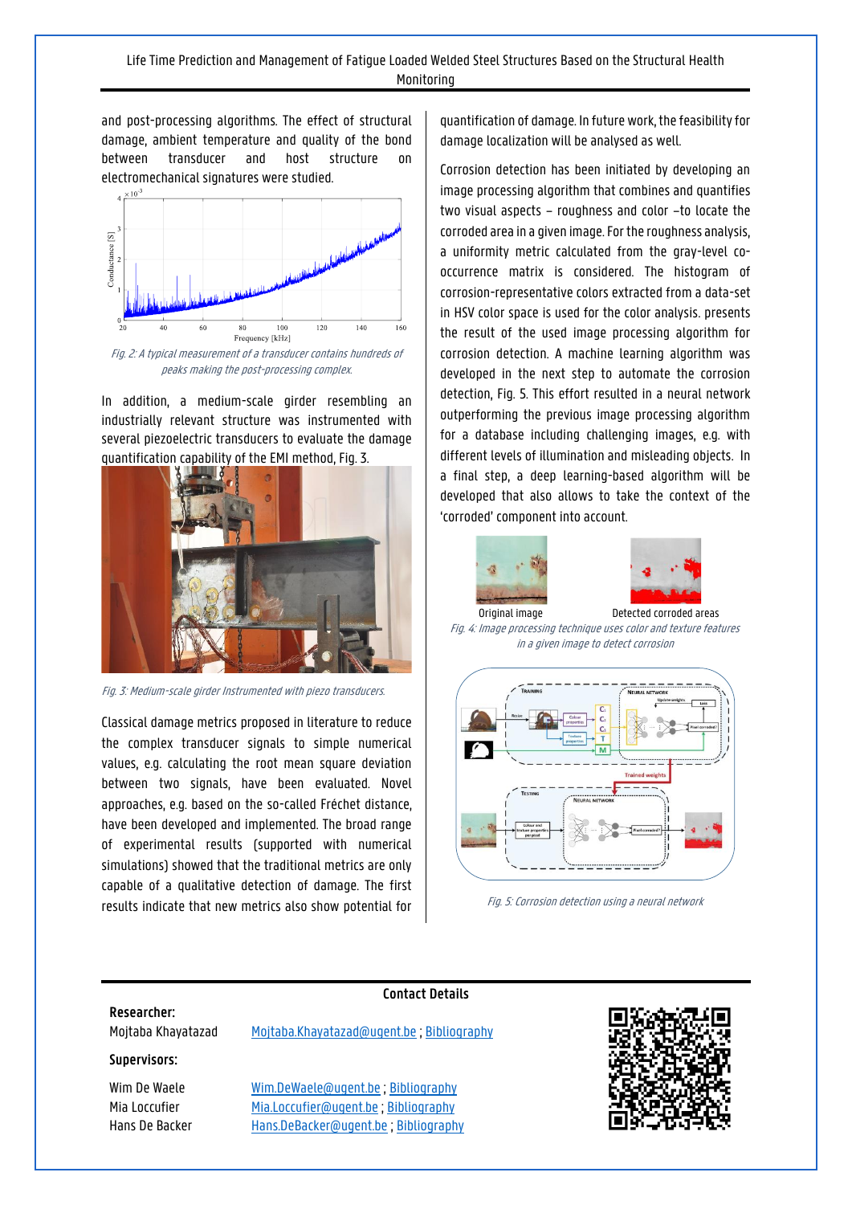and post-processing algorithms. The effect of structural damage, ambient temperature and quality of the bond between transducer and host structure on electromechanical signatures were studied.

Conductance [S]

$\times 10^{-3}$

4
3
2
1
0

20 40 60 80 100 120 140 160

Frequency [kHz]

*Fig. 2: A typical measurement of a transducer contains hundreds of peaks making the post-processing complex.*

In addition, a medium-scale girder resembling an industrially relevant structure was instrumented with several piezoelectric transducers to evaluate the damage quantification capability of the EMI method, Fig. 3.

*Fig. 3: Medium-scale girder Instrumented with piezo transducers.*

Classical damage metrics proposed in literature to reduce the complex transducer signals to simple numerical values, e.g. calculating the root mean square deviation between two signals, have been evaluated. Novel approaches, e.g. based on the so-called Fréchet distance, have been developed and implemented. The broad range of experimental results (supported with numerical simulations) showed that the traditional metrics are only capable of a qualitative detection of damage. The first results indicate that new metrics also show potential for quantification of damage. In future work, the feasibility for damage localization will be analysed as well.

Corrosion detection has been initiated by developing an image processing algorithm that combines and quantifies two visual aspects – roughness and color –to locate the corroded area in a given image. For the roughness analysis, a uniformity metric calculated from the gray-level co-occurrence matrix is considered. The histogram of corrosion-representative colors extracted from a data-set in HSV color space is used for the color analysis. presents the result of the used image processing algorithm for corrosion detection. A machine learning algorithm was developed in the next step to automate the corrosion detection, Fig. 5. This effort resulted in a neural network outperforming the previous image processing algorithm for a database including challenging images, e.g. with different levels of illumination and misleading objects. In a final step, a deep learning-based algorithm will be developed that also allows to take the context of the 'corroded' component into account.

Original image

Detected corroded areas

*Fig. 4: Image processing technique uses color and texture features in a given image to detect corrosion*

*Fig. 5: Corrosion detection using a neural network*

**Contact Details**

**Researcher:**

Mojtaba Khayatazad — Mojtaba.Khayatazad@ugent.be ; Bibliography

**Supervisors:**

Wim De Waele — Wim.DeWaele@ugent.be ; Bibliography

Mia Loccufier — Mia.Loccufier@ugent.be ; Bibliography

Hans De Backer — Hans.DeBacker@ugent.be ; Bibliography